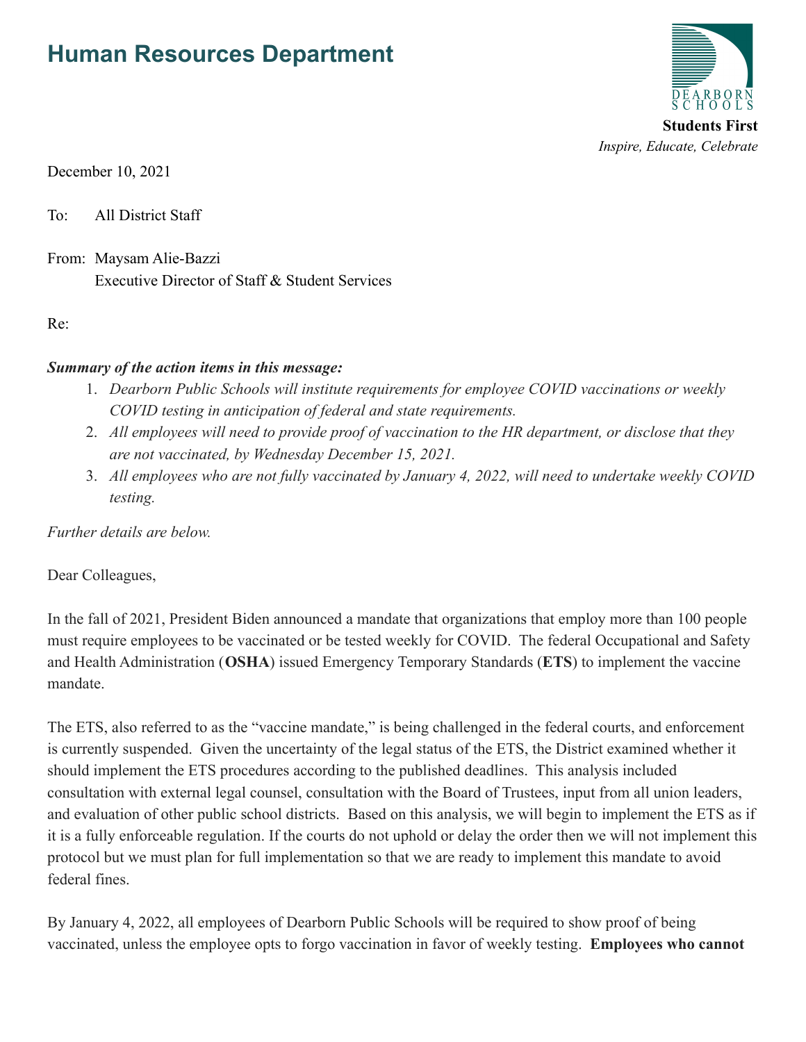# Human Resources Department

**Students First**
*Inspire, Educate, Celebrate*

December 10, 2021

To: All District Staff

From: Maysam Alie-Bazzi
Executive Director of Staff & Student Services

Re:

***Summary of the action items in this message:***

1. *Dearborn Public Schools will institute requirements for employee COVID vaccinations or weekly COVID testing in anticipation of federal and state requirements.*
2. *All employees will need to provide proof of vaccination to the HR department, or disclose that they are not vaccinated, by Wednesday December 15, 2021.*
3. *All employees who are not fully vaccinated by January 4, 2022, will need to undertake weekly COVID testing.*

*Further details are below.*

Dear Colleagues,

In the fall of 2021, President Biden announced a mandate that organizations that employ more than 100 people must require employees to be vaccinated or be tested weekly for COVID. The federal Occupational and Safety and Health Administration (**OSHA**) issued Emergency Temporary Standards (**ETS**) to implement the vaccine mandate.

The ETS, also referred to as the "vaccine mandate," is being challenged in the federal courts, and enforcement is currently suspended. Given the uncertainty of the legal status of the ETS, the District examined whether it should implement the ETS procedures according to the published deadlines. This analysis included consultation with external legal counsel, consultation with the Board of Trustees, input from all union leaders, and evaluation of other public school districts. Based on this analysis, we will begin to implement the ETS as if it is a fully enforceable regulation. If the courts do not uphold or delay the order then we will not implement this protocol but we must plan for full implementation so that we are ready to implement this mandate to avoid federal fines.

By January 4, 2022, all employees of Dearborn Public Schools will be required to show proof of being vaccinated, unless the employee opts to forgo vaccination in favor of weekly testing. **Employees who cannot**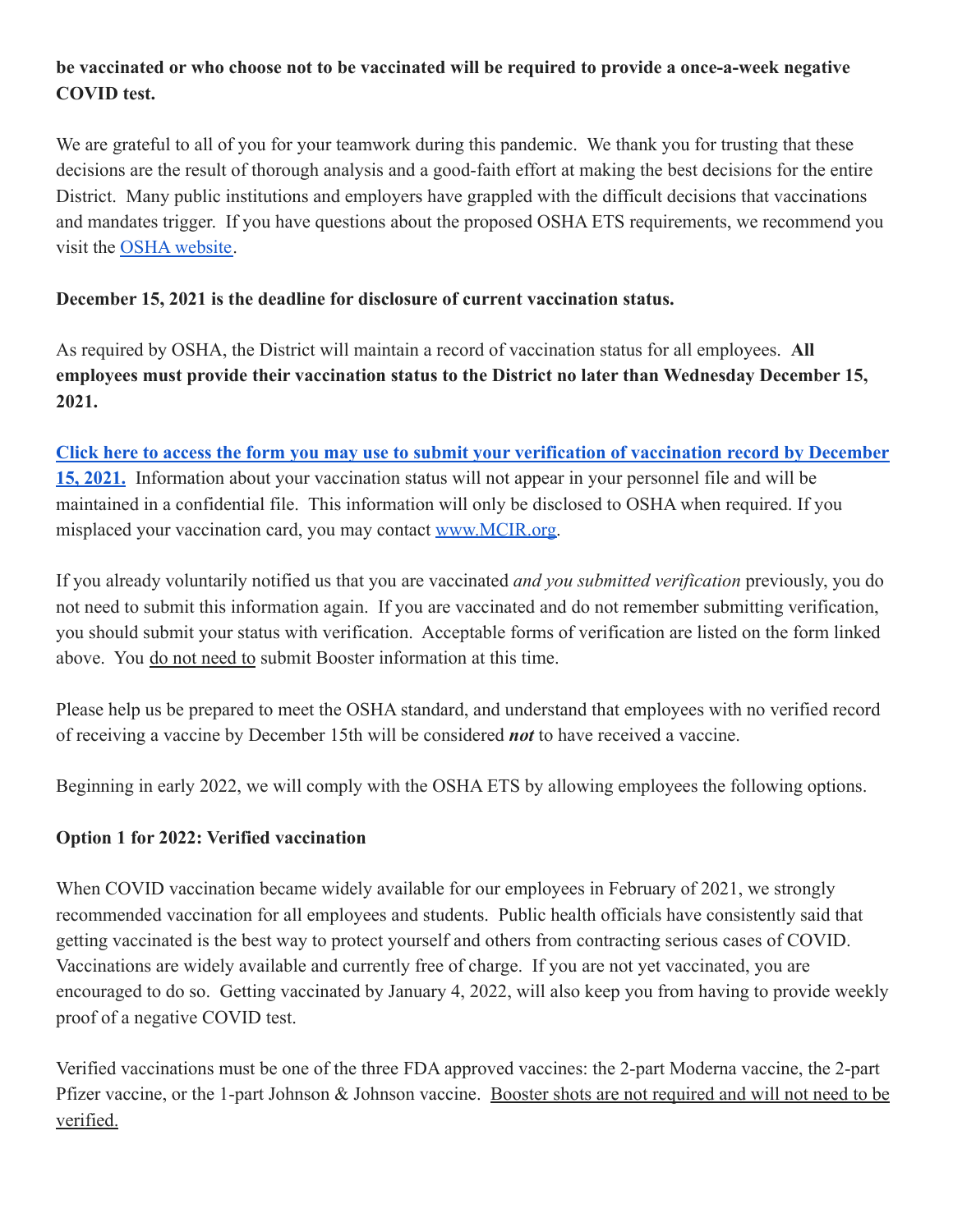**be vaccinated or who choose not to be vaccinated will be required to provide a once-a-week negative COVID test.**

We are grateful to all of you for your teamwork during this pandemic. We thank you for trusting that these decisions are the result of thorough analysis and a good-faith effort at making the best decisions for the entire District. Many public institutions and employers have grappled with the difficult decisions that vaccinations and mandates trigger. If you have questions about the proposed OSHA ETS requirements, we recommend you visit the OSHA website.

**December 15, 2021 is the deadline for disclosure of current vaccination status.**

As required by OSHA, the District will maintain a record of vaccination status for all employees. **All employees must provide their vaccination status to the District no later than Wednesday December 15, 2021.**

**Click here to access the form you may use to submit your verification of vaccination record by December 15, 2021.** Information about your vaccination status will not appear in your personnel file and will be maintained in a confidential file. This information will only be disclosed to OSHA when required. If you misplaced your vaccination card, you may contact www.MCIR.org.

If you already voluntarily notified us that you are vaccinated *and you submitted verification* previously, you do not need to submit this information again. If you are vaccinated and do not remember submitting verification, you should submit your status with verification. Acceptable forms of verification are listed on the form linked above. You do not need to submit Booster information at this time.

Please help us be prepared to meet the OSHA standard, and understand that employees with no verified record of receiving a vaccine by December 15th will be considered ***not*** to have received a vaccine.

Beginning in early 2022, we will comply with the OSHA ETS by allowing employees the following options.

**Option 1 for 2022: Verified vaccination**

When COVID vaccination became widely available for our employees in February of 2021, we strongly recommended vaccination for all employees and students. Public health officials have consistently said that getting vaccinated is the best way to protect yourself and others from contracting serious cases of COVID. Vaccinations are widely available and currently free of charge. If you are not yet vaccinated, you are encouraged to do so. Getting vaccinated by January 4, 2022, will also keep you from having to provide weekly proof of a negative COVID test.

Verified vaccinations must be one of the three FDA approved vaccines: the 2-part Moderna vaccine, the 2-part Pfizer vaccine, or the 1-part Johnson & Johnson vaccine. Booster shots are not required and will not need to be verified.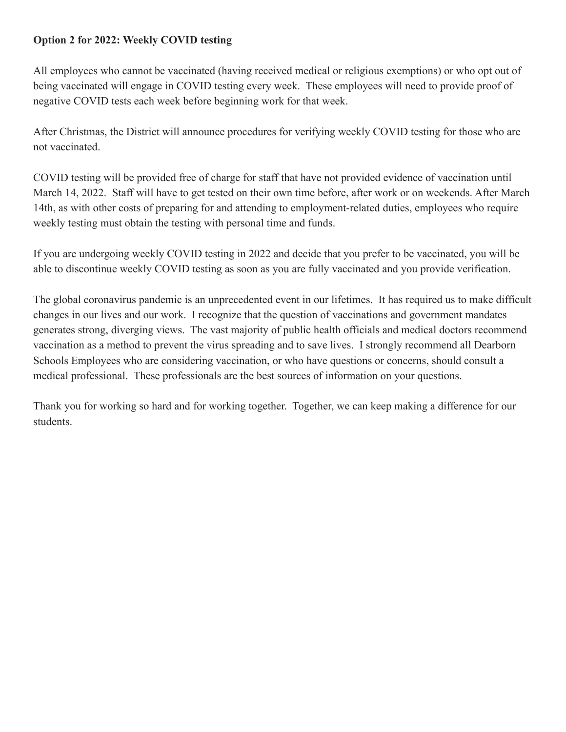**Option 2 for 2022: Weekly COVID testing**

All employees who cannot be vaccinated (having received medical or religious exemptions) or who opt out of being vaccinated will engage in COVID testing every week. These employees will need to provide proof of negative COVID tests each week before beginning work for that week.

After Christmas, the District will announce procedures for verifying weekly COVID testing for those who are not vaccinated.

COVID testing will be provided free of charge for staff that have not provided evidence of vaccination until March 14, 2022. Staff will have to get tested on their own time before, after work or on weekends. After March 14th, as with other costs of preparing for and attending to employment-related duties, employees who require weekly testing must obtain the testing with personal time and funds.

If you are undergoing weekly COVID testing in 2022 and decide that you prefer to be vaccinated, you will be able to discontinue weekly COVID testing as soon as you are fully vaccinated and you provide verification.

The global coronavirus pandemic is an unprecedented event in our lifetimes. It has required us to make difficult changes in our lives and our work. I recognize that the question of vaccinations and government mandates generates strong, diverging views. The vast majority of public health officials and medical doctors recommend vaccination as a method to prevent the virus spreading and to save lives. I strongly recommend all Dearborn Schools Employees who are considering vaccination, or who have questions or concerns, should consult a medical professional. These professionals are the best sources of information on your questions.

Thank you for working so hard and for working together. Together, we can keep making a difference for our students.